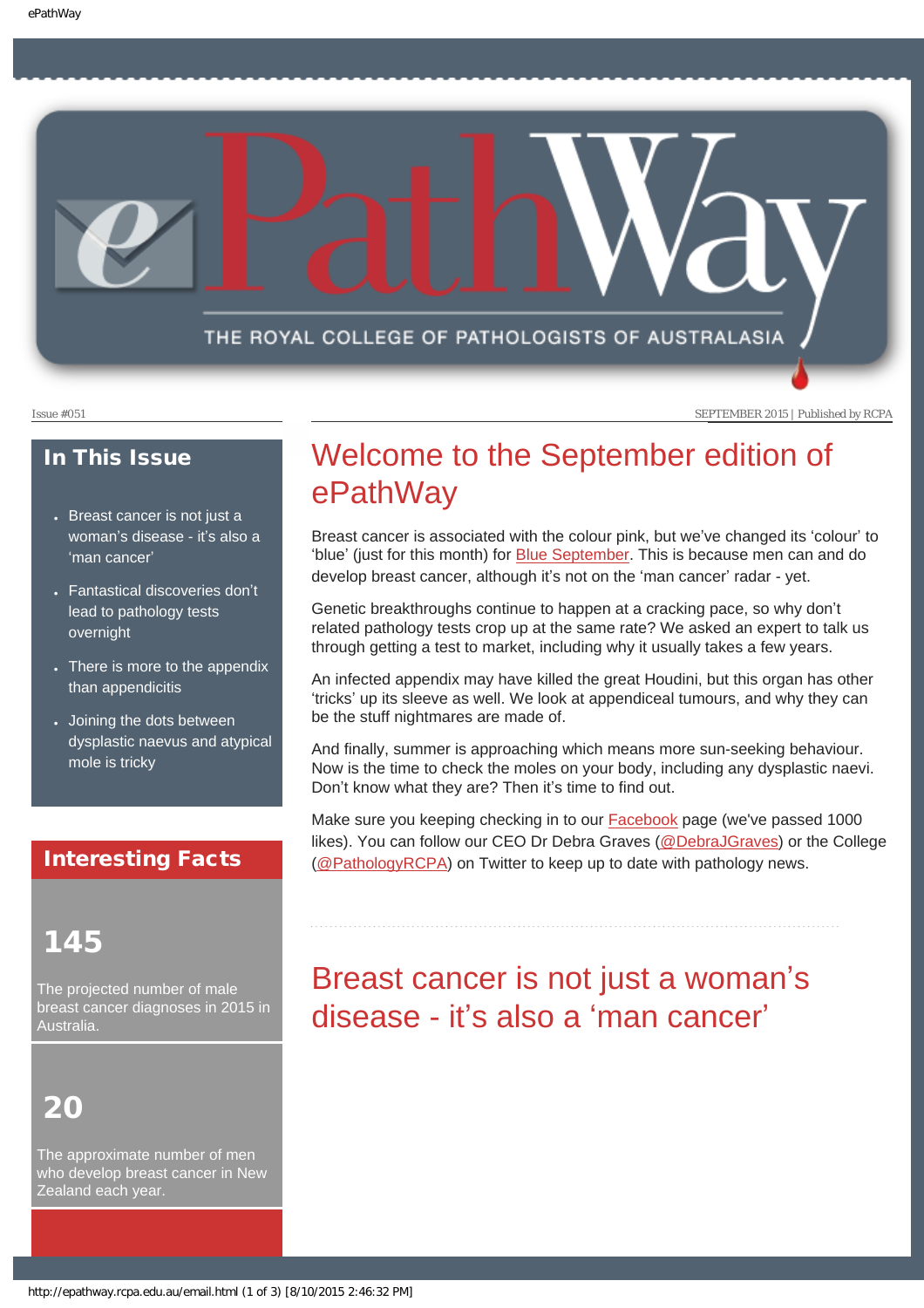# ePathWay

THE ROYAL COLLEGE OF PATHOLOGISTS OF AUSTRALASIA

Issue #051

SEPTEMBER 2015 | Published by RCPA

## In This Issue

- Breast cancer is not just a woman's disease - it's also a 'man cancer'
- Fantastical discoveries don't lead to pathology tests overnight
- There is more to the appendix than appendicitis
- Joining the dots between dysplastic naevus and atypical mole is tricky

## Interesting Facts

**145**

The projected number of male breast cancer diagnoses in 2015 in Australia.

**20**

The approximate number of men who develop breast cancer in New Zealand each year.

## Welcome to the September edition of ePathWay

Breast cancer is associated with the colour pink, but we've changed its 'colour' to 'blue' (just for this month) for Blue September. This is because men can and do develop breast cancer, although it's not on the 'man cancer' radar - yet.

Genetic breakthroughs continue to happen at a cracking pace, so why don't related pathology tests crop up at the same rate? We asked an expert to talk us through getting a test to market, including why it usually takes a few years.

An infected appendix may have killed the great Houdini, but this organ has other 'tricks' up its sleeve as well. We look at appendiceal tumours, and why they can be the stuff nightmares are made of.

And finally, summer is approaching which means more sun-seeking behaviour. Now is the time to check the moles on your body, including any dysplastic naevi. Don't know what they are? Then it's time to find out.

Make sure you keeping checking in to our Facebook page (we've passed 1000 likes). You can follow our CEO Dr Debra Graves (@DebraJGraves) or the College (@PathologyRCPA) on Twitter to keep up to date with pathology news.

## Breast cancer is not just a woman's disease - it's also a 'man cancer'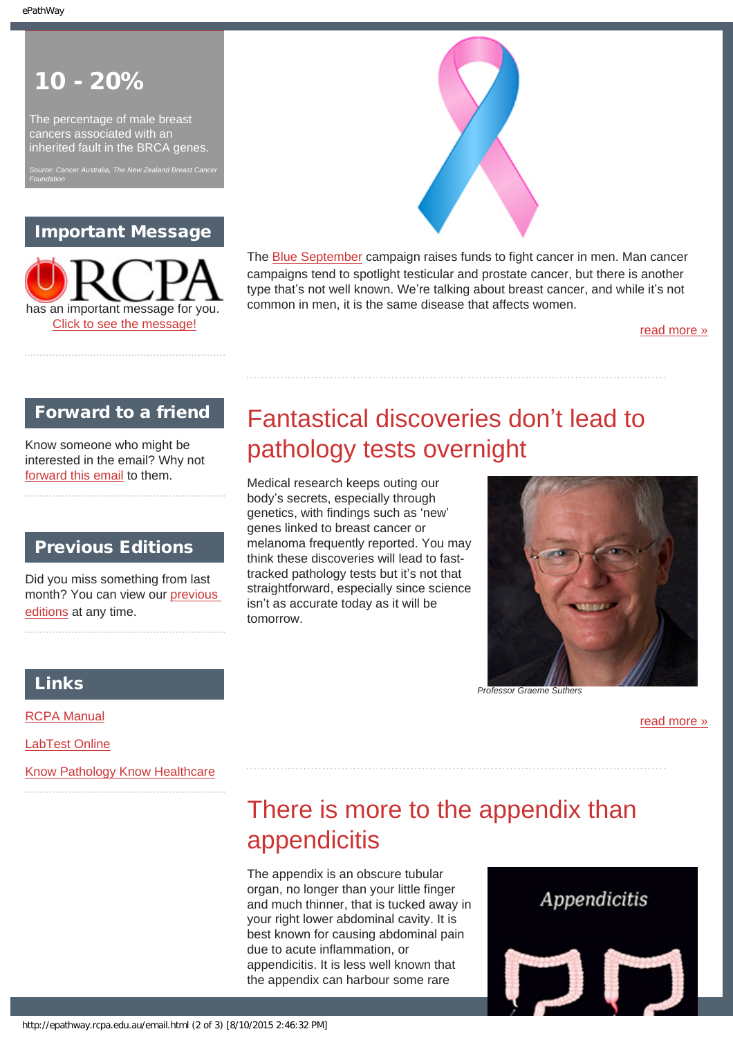# 10 - 20%

The percentage of male breast cancers associated with an inherited fault in the BRCA genes.

*Source: Cancer Australia, The New Zealand Breast Cancer Foundation*

## Important Message

RCPA has an important message for you.
Click to see the message!

## Forward to a friend

Know someone who might be interested in the email? Why not forward this email to them.

## Previous Editions

Did you miss something from last month? You can view our previous editions at any time.

## Links

RCPA Manual

LabTest Online

Know Pathology Know Healthcare

The Blue September campaign raises funds to fight cancer in men. Man cancer campaigns tend to spotlight testicular and prostate cancer, but there is another type that's not well known. We're talking about breast cancer, and while it's not common in men, it is the same disease that affects women.

read more »

## Fantastical discoveries don't lead to pathology tests overnight

Medical research keeps outing our body's secrets, especially through genetics, with findings such as 'new' genes linked to breast cancer or melanoma frequently reported. You may think these discoveries will lead to fast-tracked pathology tests but it's not that straightforward, especially since science isn't as accurate today as it will be tomorrow.

*Professor Graeme Suthers*

read more »

## There is more to the appendix than appendicitis

The appendix is an obscure tubular organ, no longer than your little finger and much thinner, that is tucked away in your right lower abdominal cavity. It is best known for causing abdominal pain due to acute inflammation, or appendicitis. It is less well known that the appendix can harbour some rare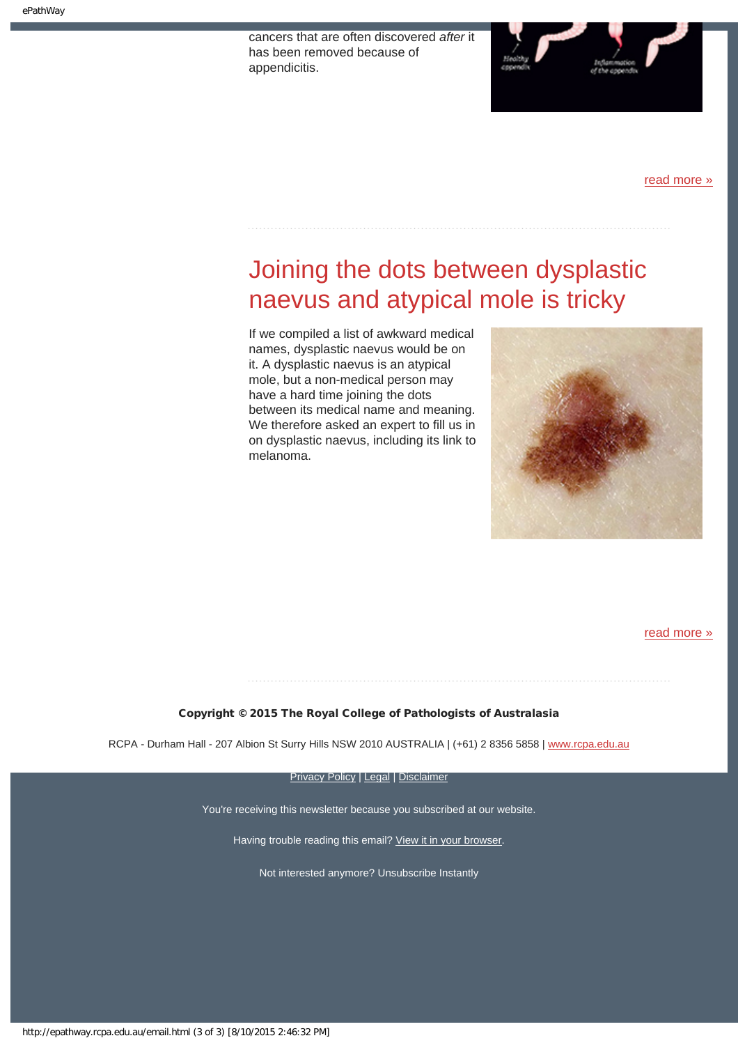cancers that are often discovered *after* it has been removed because of appendicitis.

read more »

## Joining the dots between dysplastic naevus and atypical mole is tricky

If we compiled a list of awkward medical names, dysplastic naevus would be on it. A dysplastic naevus is an atypical mole, but a non-medical person may have a hard time joining the dots between its medical name and meaning. We therefore asked an expert to fill us in on dysplastic naevus, including its link to melanoma.

read more »

**Copyright © 2015 The Royal College of Pathologists of Australasia**

RCPA - Durham Hall - 207 Albion St Surry Hills NSW 2010 AUSTRALIA | (+61) 2 8356 5858 | www.rcpa.edu.au

Privacy Policy | Legal | Disclaimer

You're receiving this newsletter because you subscribed at our website.

Having trouble reading this email? View it in your browser.

Not interested anymore? Unsubscribe Instantly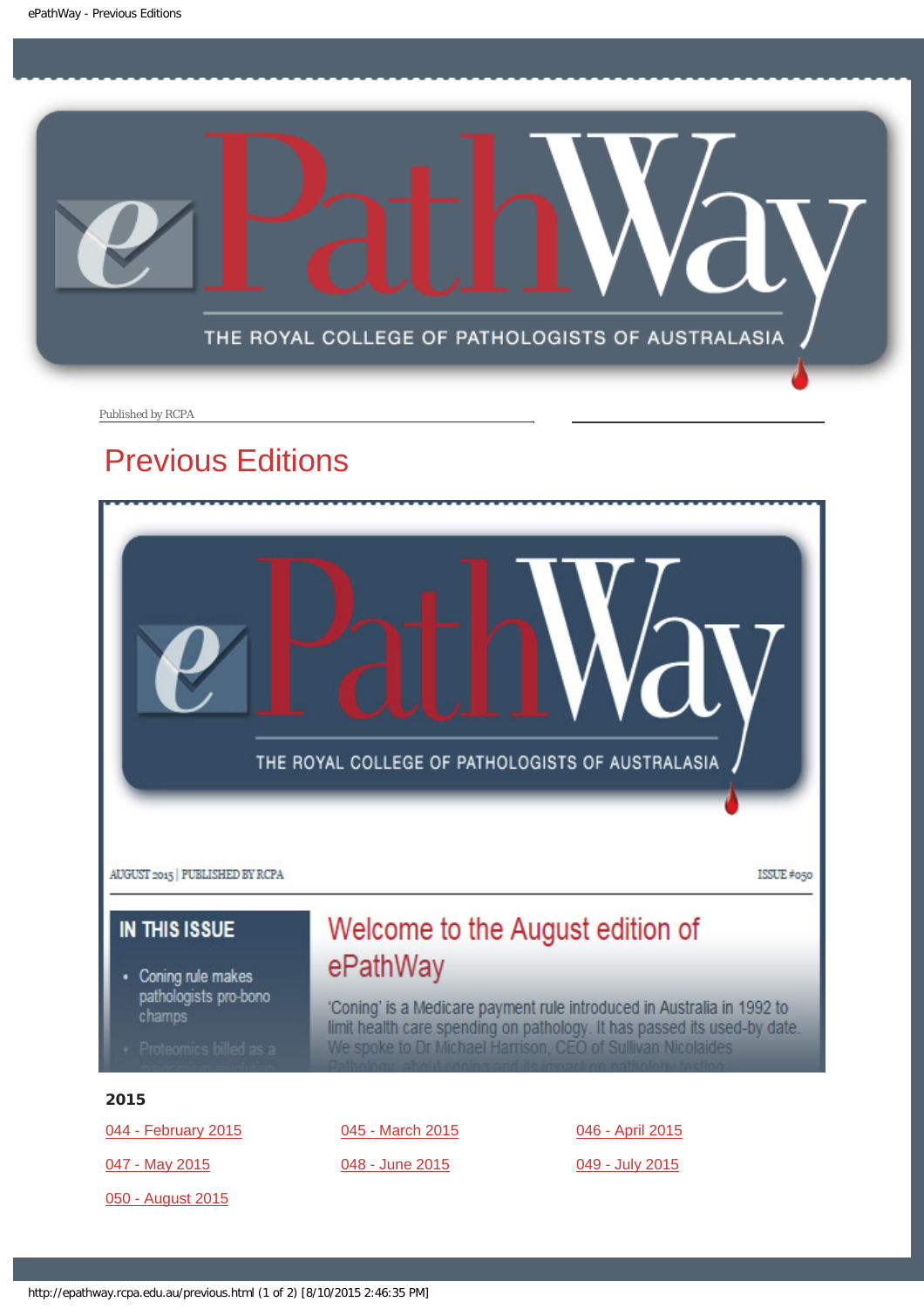Published by RCPA

# Previous Editions

AUGUST 2015 | PUBLISHED BY RCPA

ISSUE #050

**IN THIS ISSUE**

- Coning rule makes pathologists pro-bono champs
- Proteomics billed as a

## Welcome to the August edition of ePathWay

'Coning' is a Medicare payment rule introduced in Australia in 1992 to limit health care spending on pathology. It has passed its used-by date. We spoke to Dr Michael Harrison, CEO of Sullivan Nicolaides Pathology, about coning and its impact on pathology testing

**2015**

044 - February 2015

045 - March 2015

046 - April 2015

047 - May 2015

048 - June 2015

049 - July 2015

050 - August 2015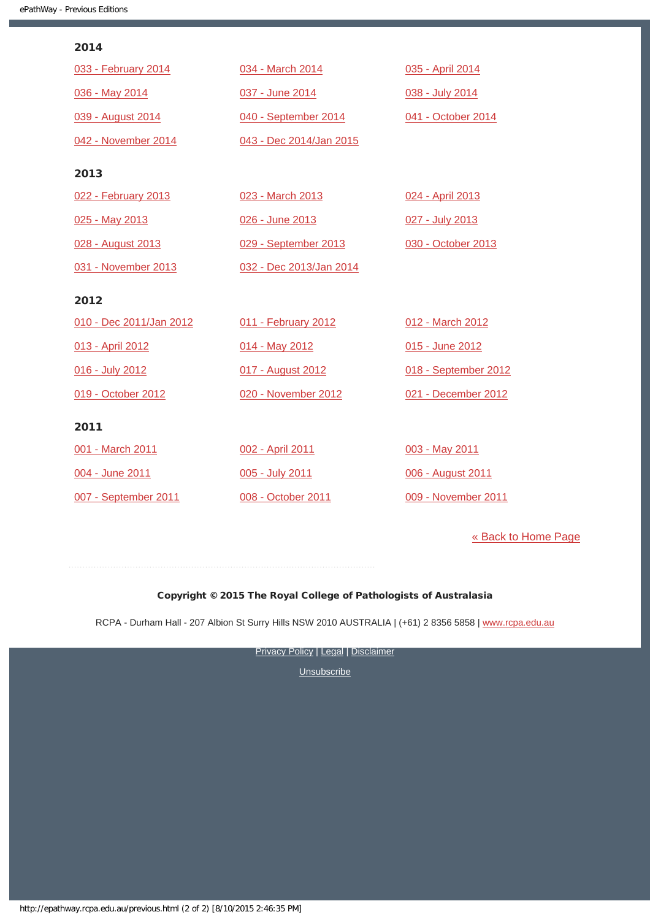### 2014

033 - February 2014

034 - March 2014

035 - April 2014

036 - May 2014

037 - June 2014

038 - July 2014

039 - August 2014

040 - September 2014

041 - October 2014

042 - November 2014

043 - Dec 2014/Jan 2015

### 2013

022 - February 2013

023 - March 2013

024 - April 2013

025 - May 2013

026 - June 2013

027 - July 2013

028 - August 2013

029 - September 2013

030 - October 2013

031 - November 2013

032 - Dec 2013/Jan 2014

### 2012

010 - Dec 2011/Jan 2012

011 - February 2012

012 - March 2012

013 - April 2012

014 - May 2012

015 - June 2012

016 - July 2012

017 - August 2012

018 - September 2012

019 - October 2012

020 - November 2012

021 - December 2012

### 2011

001 - March 2011

002 - April 2011

003 - May 2011

004 - June 2011

005 - July 2011

006 - August 2011

007 - September 2011

008 - October 2011

009 - November 2011

« Back to Home Page

**Copyright © 2015 The Royal College of Pathologists of Australasia**

RCPA - Durham Hall - 207 Albion St Surry Hills NSW 2010 AUSTRALIA | (+61) 2 8356 5858 | www.rcpa.edu.au

Privacy Policy | Legal | Disclaimer

Unsubscribe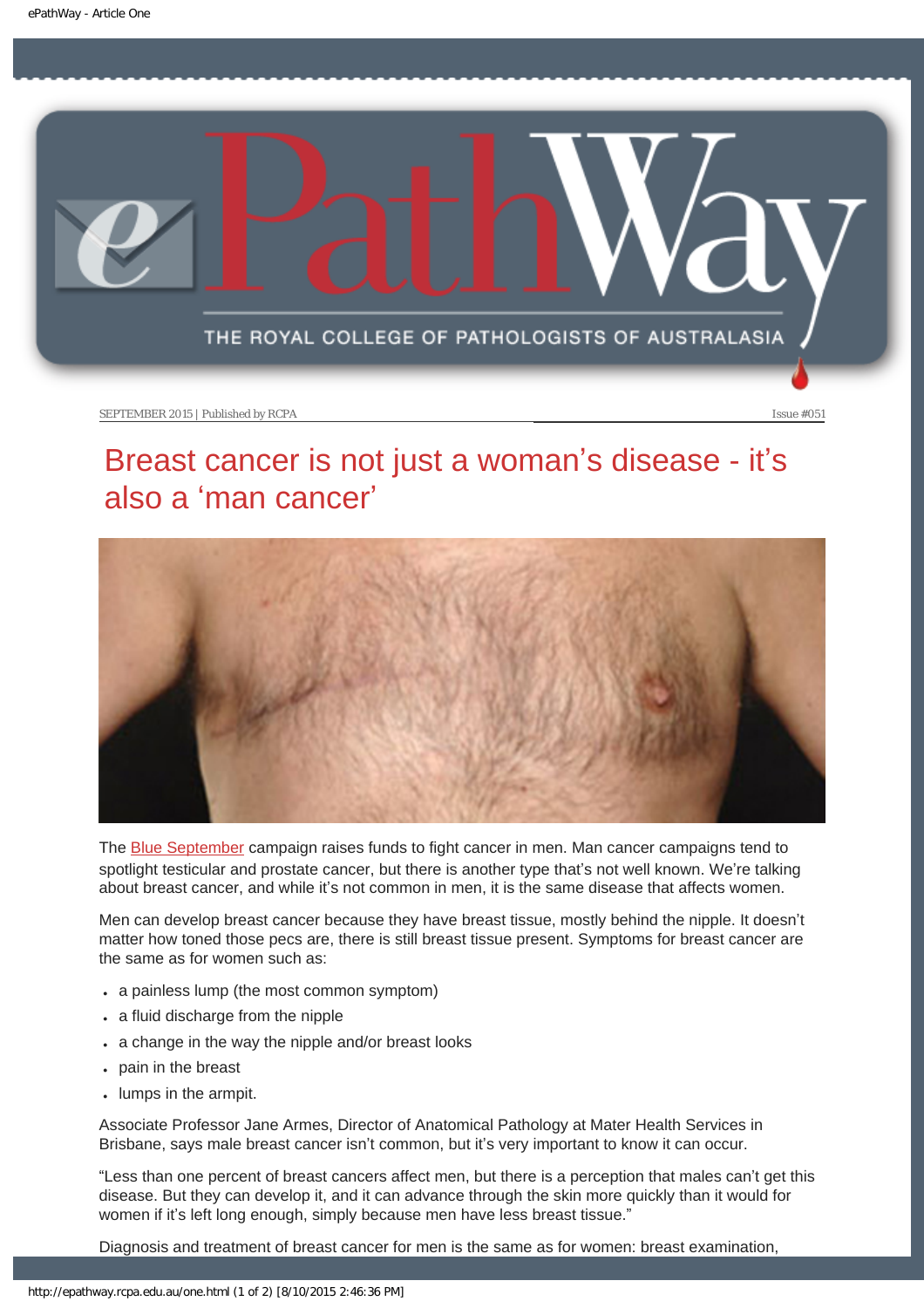SEPTEMBER 2015 | Published by RCPA

Issue #051

# Breast cancer is not just a woman's disease - it's also a 'man cancer'

The Blue September campaign raises funds to fight cancer in men. Man cancer campaigns tend to spotlight testicular and prostate cancer, but there is another type that's not well known. We're talking about breast cancer, and while it's not common in men, it is the same disease that affects women.

Men can develop breast cancer because they have breast tissue, mostly behind the nipple. It doesn't matter how toned those pecs are, there is still breast tissue present. Symptoms for breast cancer are the same as for women such as:

- a painless lump (the most common symptom)
- a fluid discharge from the nipple
- a change in the way the nipple and/or breast looks
- pain in the breast
- lumps in the armpit.

Associate Professor Jane Armes, Director of Anatomical Pathology at Mater Health Services in Brisbane, says male breast cancer isn't common, but it's very important to know it can occur.

"Less than one percent of breast cancers affect men, but there is a perception that males can't get this disease. But they can develop it, and it can advance through the skin more quickly than it would for women if it's left long enough, simply because men have less breast tissue."

Diagnosis and treatment of breast cancer for men is the same as for women: breast examination,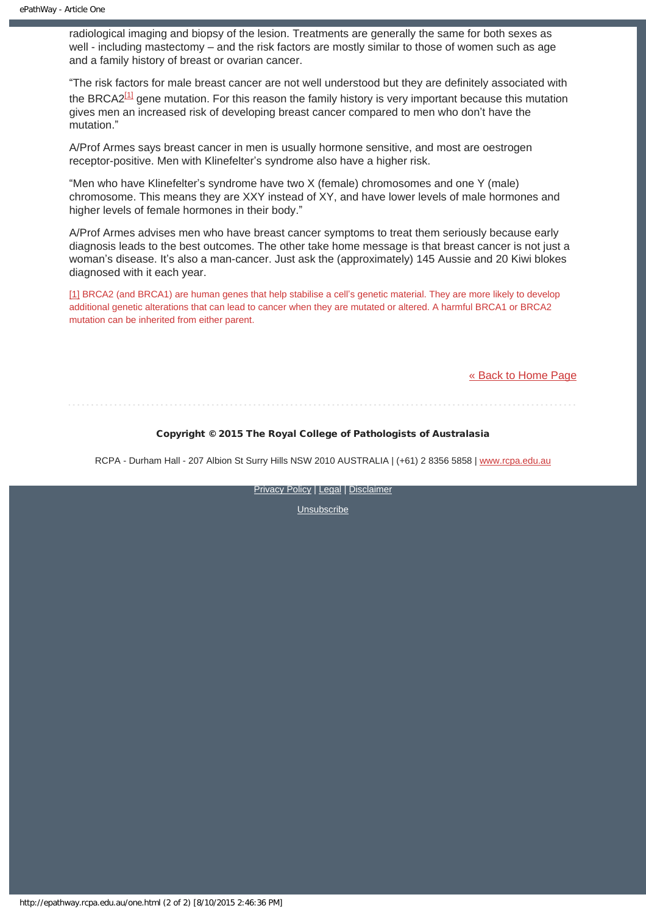radiological imaging and biopsy of the lesion. Treatments are generally the same for both sexes as well - including mastectomy – and the risk factors are mostly similar to those of women such as age and a family history of breast or ovarian cancer.

"The risk factors for male breast cancer are not well understood but they are definitely associated with the BRCA2[1] gene mutation. For this reason the family history is very important because this mutation gives men an increased risk of developing breast cancer compared to men who don't have the mutation."

A/Prof Armes says breast cancer in men is usually hormone sensitive, and most are oestrogen receptor-positive. Men with Klinefelter's syndrome also have a higher risk.

"Men who have Klinefelter's syndrome have two X (female) chromosomes and one Y (male) chromosome. This means they are XXY instead of XY, and have lower levels of male hormones and higher levels of female hormones in their body."

A/Prof Armes advises men who have breast cancer symptoms to treat them seriously because early diagnosis leads to the best outcomes. The other take home message is that breast cancer is not just a woman's disease. It's also a man-cancer. Just ask the (approximately) 145 Aussie and 20 Kiwi blokes diagnosed with it each year.

[1] BRCA2 (and BRCA1) are human genes that help stabilise a cell's genetic material. They are more likely to develop additional genetic alterations that can lead to cancer when they are mutated or altered. A harmful BRCA1 or BRCA2 mutation can be inherited from either parent.

« Back to Home Page

**Copyright © 2015 The Royal College of Pathologists of Australasia**

RCPA - Durham Hall - 207 Albion St Surry Hills NSW 2010 AUSTRALIA | (+61) 2 8356 5858 | www.rcpa.edu.au

Privacy Policy | Legal | Disclaimer

Unsubscribe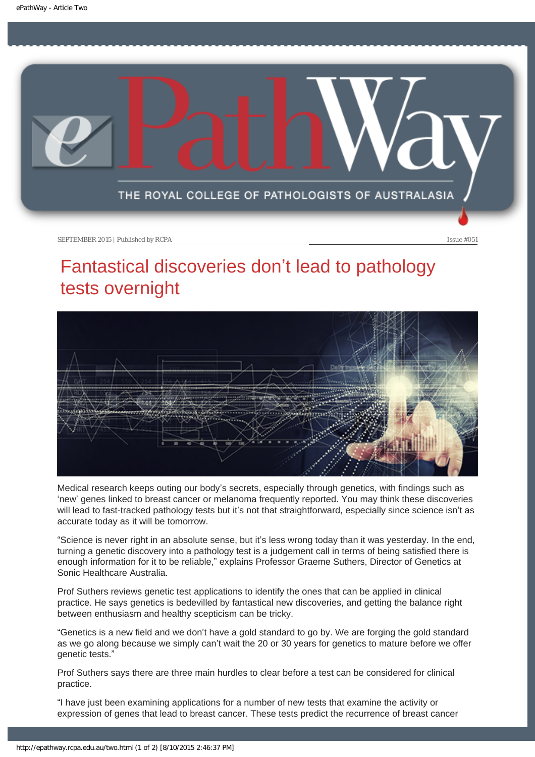SEPTEMBER 2015 | Published by RCPA

Issue #051

# Fantastical discoveries don't lead to pathology tests overnight

Medical research keeps outing our body's secrets, especially through genetics, with findings such as 'new' genes linked to breast cancer or melanoma frequently reported. You may think these discoveries will lead to fast-tracked pathology tests but it's not that straightforward, especially since science isn't as accurate today as it will be tomorrow.

"Science is never right in an absolute sense, but it's less wrong today than it was yesterday. In the end, turning a genetic discovery into a pathology test is a judgement call in terms of being satisfied there is enough information for it to be reliable," explains Professor Graeme Suthers, Director of Genetics at Sonic Healthcare Australia.

Prof Suthers reviews genetic test applications to identify the ones that can be applied in clinical practice. He says genetics is bedevilled by fantastical new discoveries, and getting the balance right between enthusiasm and healthy scepticism can be tricky.

"Genetics is a new field and we don't have a gold standard to go by. We are forging the gold standard as we go along because we simply can't wait the 20 or 30 years for genetics to mature before we offer genetic tests."

Prof Suthers says there are three main hurdles to clear before a test can be considered for clinical practice.

"I have just been examining applications for a number of new tests that examine the activity or expression of genes that lead to breast cancer. These tests predict the recurrence of breast cancer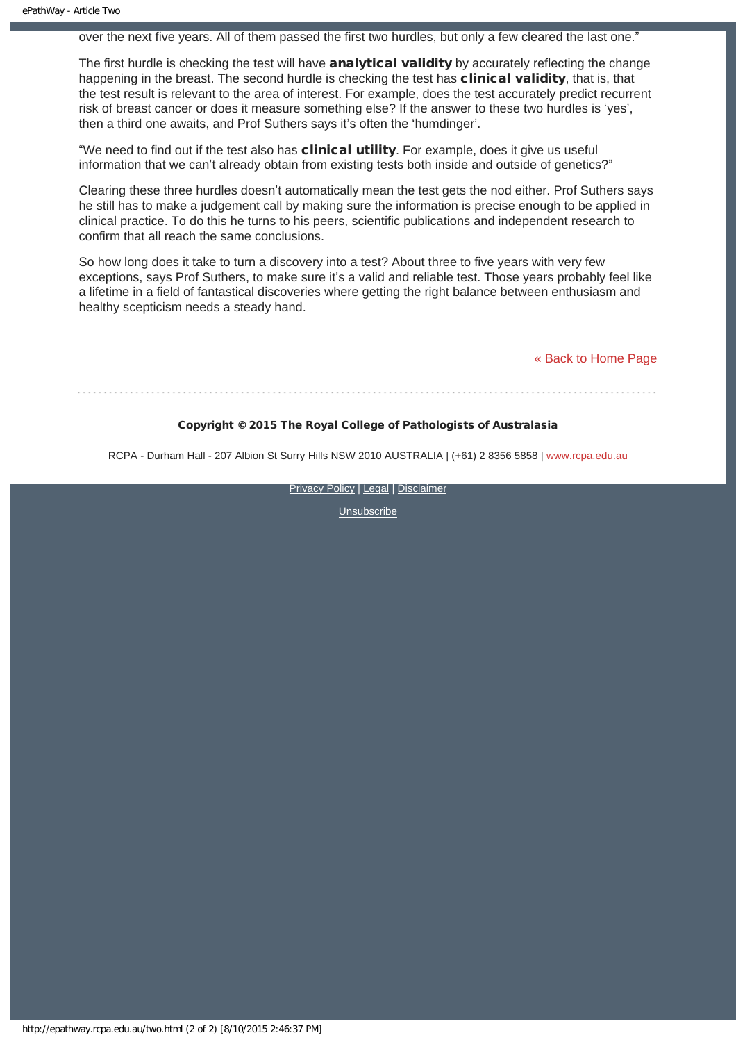over the next five years. All of them passed the first two hurdles, but only a few cleared the last one."

The first hurdle is checking the test will have **analytical validity** by accurately reflecting the change happening in the breast. The second hurdle is checking the test has **clinical validity**, that is, that the test result is relevant to the area of interest. For example, does the test accurately predict recurrent risk of breast cancer or does it measure something else? If the answer to these two hurdles is 'yes', then a third one awaits, and Prof Suthers says it's often the 'humdinger'.

"We need to find out if the test also has **clinical utility**. For example, does it give us useful information that we can't already obtain from existing tests both inside and outside of genetics?"

Clearing these three hurdles doesn't automatically mean the test gets the nod either. Prof Suthers says he still has to make a judgement call by making sure the information is precise enough to be applied in clinical practice. To do this he turns to his peers, scientific publications and independent research to confirm that all reach the same conclusions.

So how long does it take to turn a discovery into a test? About three to five years with very few exceptions, says Prof Suthers, to make sure it's a valid and reliable test. Those years probably feel like a lifetime in a field of fantastical discoveries where getting the right balance between enthusiasm and healthy scepticism needs a steady hand.

[« Back to Home Page]

**Copyright © 2015 The Royal College of Pathologists of Australasia**

RCPA - Durham Hall - 207 Albion St Surry Hills NSW 2010 AUSTRALIA | (+61) 2 8356 5858 | www.rcpa.edu.au

Privacy Policy | Legal | Disclaimer

Unsubscribe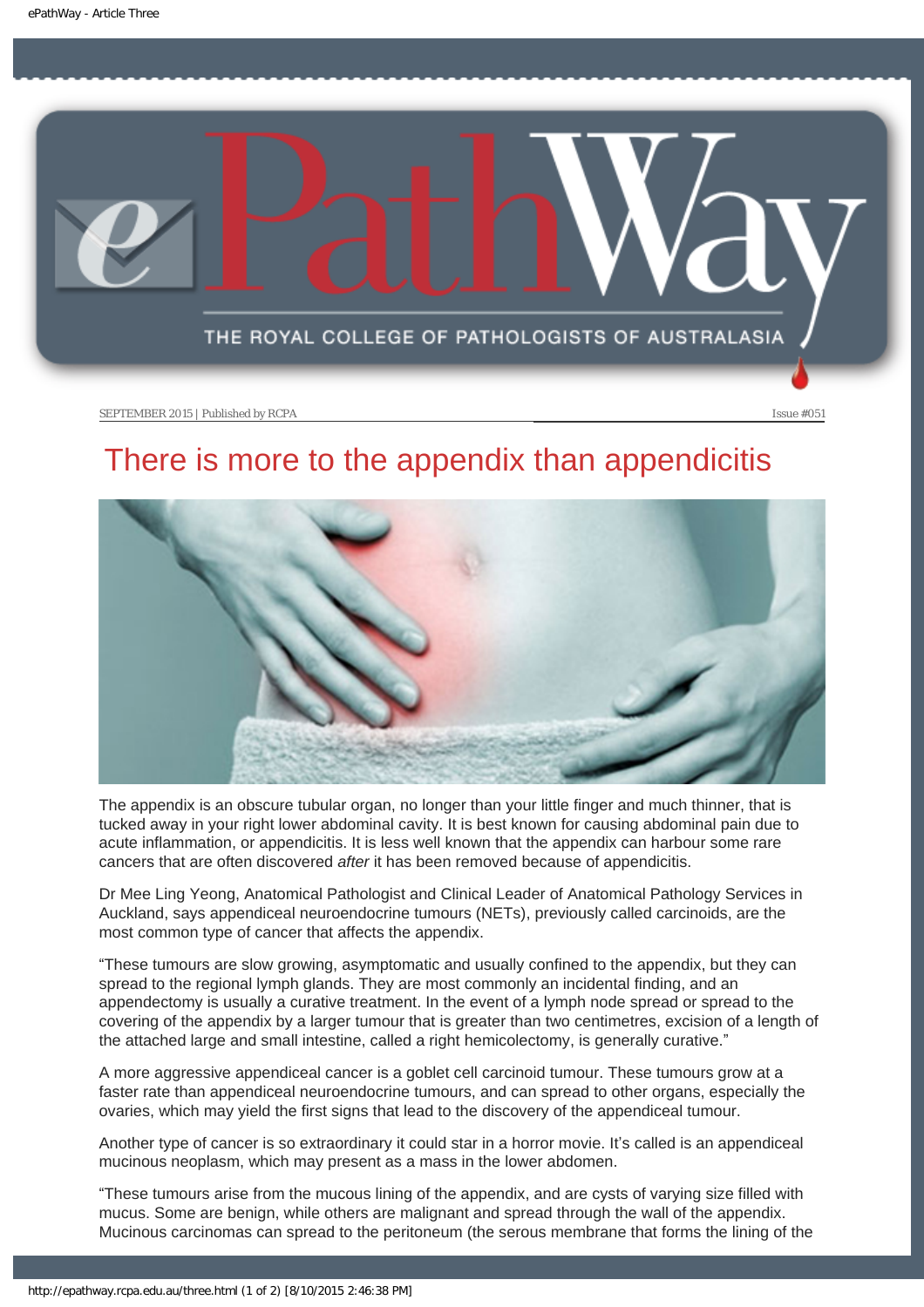# There is more to the appendix than appendicitis

The appendix is an obscure tubular organ, no longer than your little finger and much thinner, that is tucked away in your right lower abdominal cavity. It is best known for causing abdominal pain due to acute inflammation, or appendicitis. It is less well known that the appendix can harbour some rare cancers that are often discovered *after* it has been removed because of appendicitis.

Dr Mee Ling Yeong, Anatomical Pathologist and Clinical Leader of Anatomical Pathology Services in Auckland, says appendiceal neuroendocrine tumours (NETs), previously called carcinoids, are the most common type of cancer that affects the appendix.

"These tumours are slow growing, asymptomatic and usually confined to the appendix, but they can spread to the regional lymph glands. They are most commonly an incidental finding, and an appendectomy is usually a curative treatment. In the event of a lymph node spread or spread to the covering of the appendix by a larger tumour that is greater than two centimetres, excision of a length of the attached large and small intestine, called a right hemicolectomy, is generally curative."

A more aggressive appendiceal cancer is a goblet cell carcinoid tumour. These tumours grow at a faster rate than appendiceal neuroendocrine tumours, and can spread to other organs, especially the ovaries, which may yield the first signs that lead to the discovery of the appendiceal tumour.

Another type of cancer is so extraordinary it could star in a horror movie. It's called is an appendiceal mucinous neoplasm, which may present as a mass in the lower abdomen.

"These tumours arise from the mucous lining of the appendix, and are cysts of varying size filled with mucus. Some are benign, while others are malignant and spread through the wall of the appendix. Mucinous carcinomas can spread to the peritoneum (the serous membrane that forms the lining of the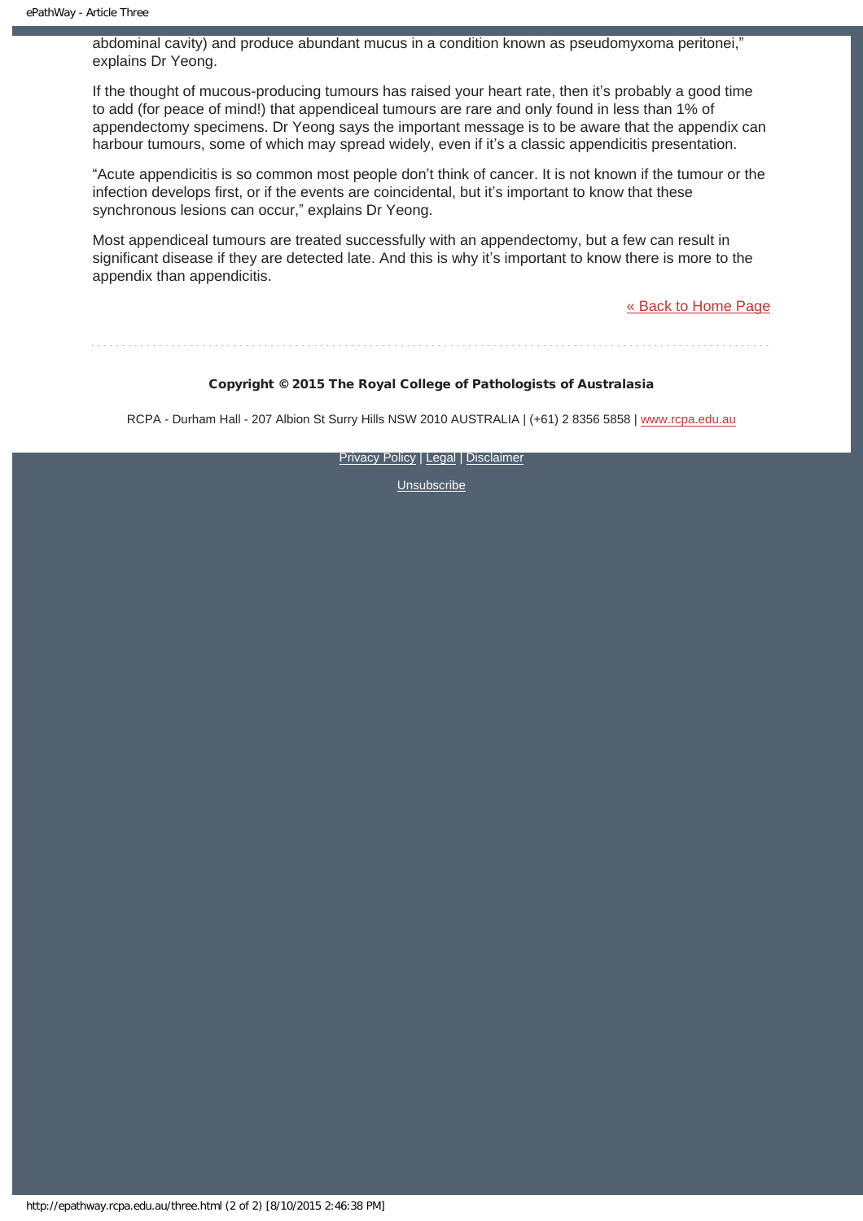abdominal cavity) and produce abundant mucus in a condition known as pseudomyxoma peritonei," explains Dr Yeong.

If the thought of mucous-producing tumours has raised your heart rate, then it's probably a good time to add (for peace of mind!) that appendiceal tumours are rare and only found in less than 1% of appendectomy specimens. Dr Yeong says the important message is to be aware that the appendix can harbour tumours, some of which may spread widely, even if it's a classic appendicitis presentation.

"Acute appendicitis is so common most people don't think of cancer. It is not known if the tumour or the infection develops first, or if the events are coincidental, but it's important to know that these synchronous lesions can occur," explains Dr Yeong.

Most appendiceal tumours are treated successfully with an appendectomy, but a few can result in significant disease if they are detected late. And this is why it's important to know there is more to the appendix than appendicitis.

« Back to Home Page

**Copyright © 2015 The Royal College of Pathologists of Australasia**

RCPA - Durham Hall - 207 Albion St Surry Hills NSW 2010 AUSTRALIA | (+61) 2 8356 5858 | www.rcpa.edu.au

Privacy Policy | Legal | Disclaimer

Unsubscribe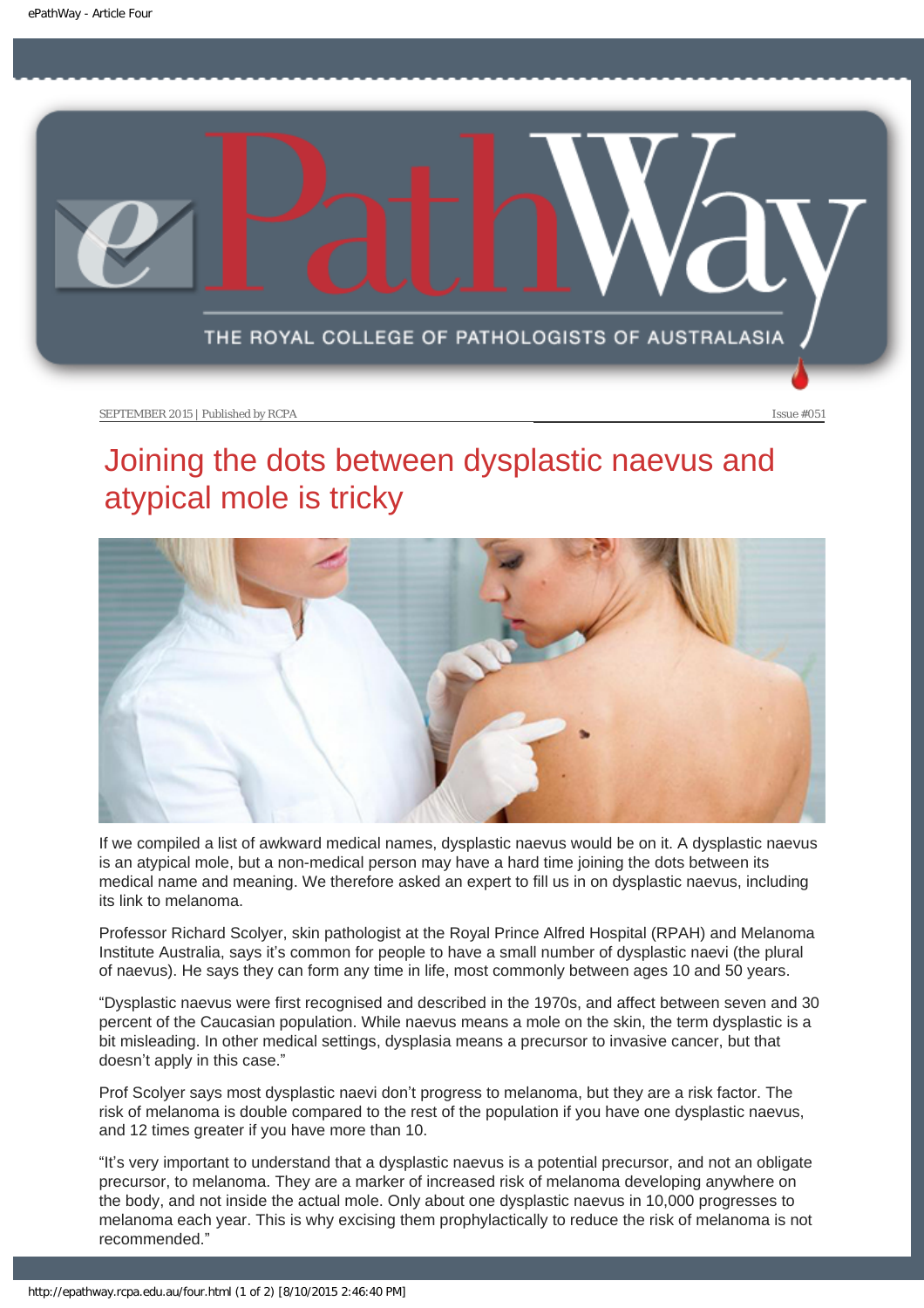SEPTEMBER 2015 | Published by RCPA

Issue #051

# Joining the dots between dysplastic naevus and atypical mole is tricky

If we compiled a list of awkward medical names, dysplastic naevus would be on it. A dysplastic naevus is an atypical mole, but a non-medical person may have a hard time joining the dots between its medical name and meaning. We therefore asked an expert to fill us in on dysplastic naevus, including its link to melanoma.

Professor Richard Scolyer, skin pathologist at the Royal Prince Alfred Hospital (RPAH) and Melanoma Institute Australia, says it's common for people to have a small number of dysplastic naevi (the plural of naevus). He says they can form any time in life, most commonly between ages 10 and 50 years.

"Dysplastic naevus were first recognised and described in the 1970s, and affect between seven and 30 percent of the Caucasian population. While naevus means a mole on the skin, the term dysplastic is a bit misleading. In other medical settings, dysplasia means a precursor to invasive cancer, but that doesn't apply in this case."

Prof Scolyer says most dysplastic naevi don't progress to melanoma, but they are a risk factor. The risk of melanoma is double compared to the rest of the population if you have one dysplastic naevus, and 12 times greater if you have more than 10.

"It's very important to understand that a dysplastic naevus is a potential precursor, and not an obligate precursor, to melanoma. They are a marker of increased risk of melanoma developing anywhere on the body, and not inside the actual mole. Only about one dysplastic naevus in 10,000 progresses to melanoma each year. This is why excising them prophylactically to reduce the risk of melanoma is not recommended."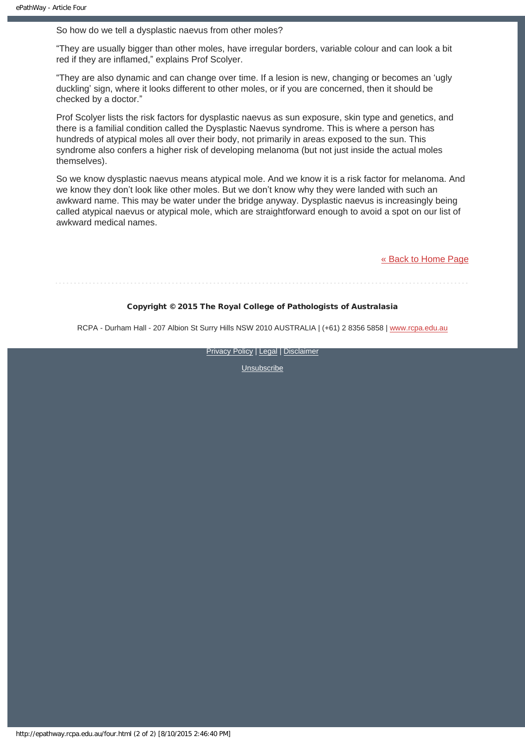So how do we tell a dysplastic naevus from other moles?

"They are usually bigger than other moles, have irregular borders, variable colour and can look a bit red if they are inflamed," explains Prof Scolyer.

"They are also dynamic and can change over time. If a lesion is new, changing or becomes an 'ugly duckling' sign, where it looks different to other moles, or if you are concerned, then it should be checked by a doctor."

Prof Scolyer lists the risk factors for dysplastic naevus as sun exposure, skin type and genetics, and there is a familial condition called the Dysplastic Naevus syndrome. This is where a person has hundreds of atypical moles all over their body, not primarily in areas exposed to the sun. This syndrome also confers a higher risk of developing melanoma (but not just inside the actual moles themselves).

So we know dysplastic naevus means atypical mole. And we know it is a risk factor for melanoma. And we know they don't look like other moles. But we don't know why they were landed with such an awkward name. This may be water under the bridge anyway. Dysplastic naevus is increasingly being called atypical naevus or atypical mole, which are straightforward enough to avoid a spot on our list of awkward medical names.

[« Back to Home Page](#)

**Copyright © 2015 The Royal College of Pathologists of Australasia**

RCPA - Durham Hall - 207 Albion St Surry Hills NSW 2010 AUSTRALIA | (+61) 2 8356 5858 | [www.rcpa.edu.au](http://www.rcpa.edu.au)

Privacy Policy | Legal | Disclaimer

Unsubscribe